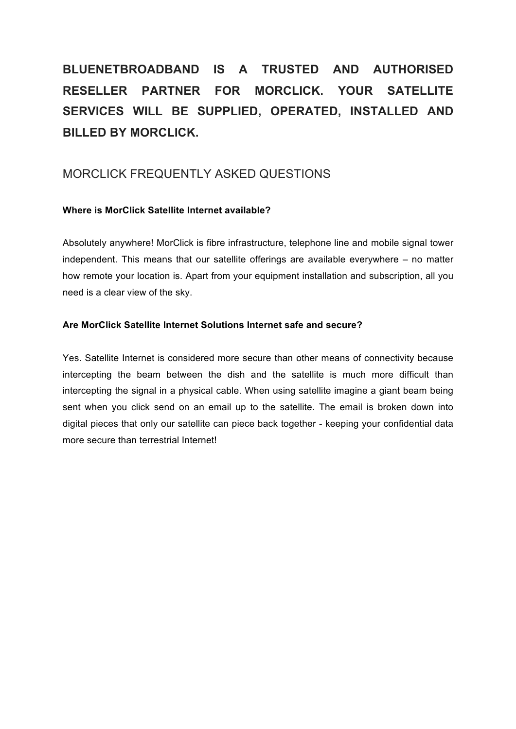**BLUENETBROADBAND IS A TRUSTED AND AUTHORISED RESELLER PARTNER FOR MORCLICK. YOUR SATELLITE SERVICES WILL BE SUPPLIED, OPERATED, INSTALLED AND BILLED BY MORCLICK.**

## MORCLICK FREQUENTLY ASKED QUESTIONS

**Where is MorClick Satellite Internet available?**

Absolutely anywhere! MorClick is fibre infrastructure, telephone line and mobile signal tower independent. This means that our satellite offerings are available everywhere – no matter how remote your location is. Apart from your equipment installation and subscription, all you need is a clear view of the sky.

**Are MorClick Satellite Internet Solutions Internet safe and secure?**

Yes. Satellite Internet is considered more secure than other means of connectivity because intercepting the beam between the dish and the satellite is much more difficult than intercepting the signal in a physical cable. When using satellite imagine a giant beam being sent when you click send on an email up to the satellite. The email is broken down into digital pieces that only our satellite can piece back together - keeping your confidential data more secure than terrestrial Internet!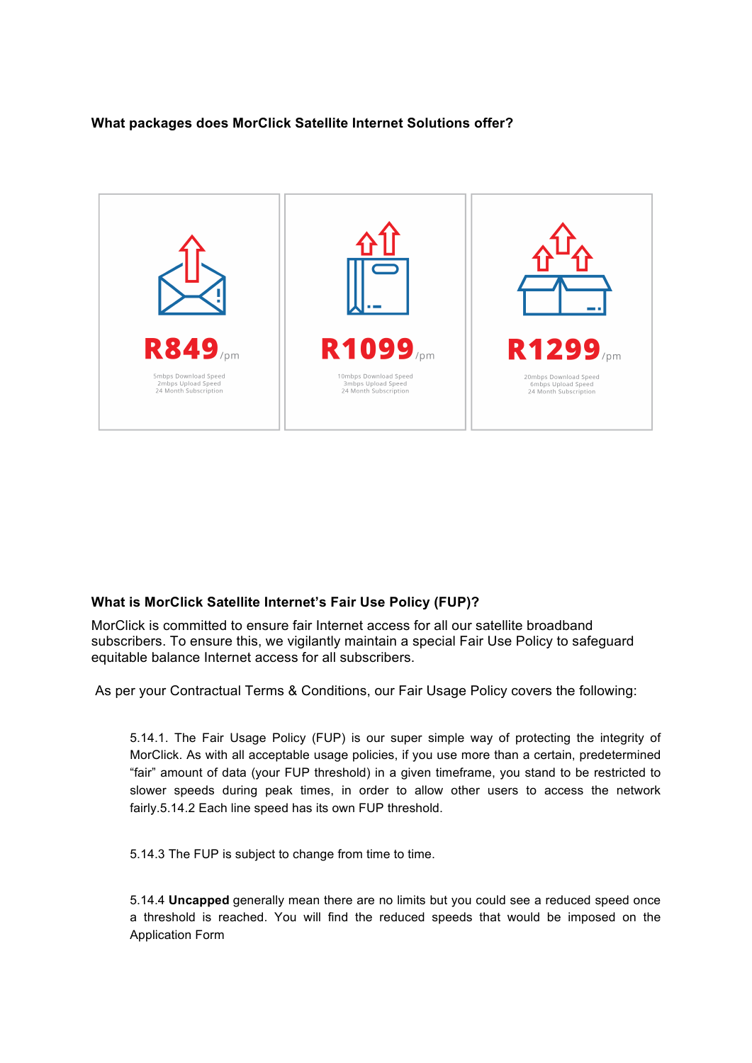**What packages does MorClick Satellite Internet Solutions offer?**

**R849**/pm
5mbps Download Speed
2mbps Upload Speed
24 Month Subscription

**R1099**/pm
10mbps Download Speed
3mbps Upload Speed
24 Month Subscription

**R1299**/pm
20mbps Download Speed
6mbps Upload Speed
24 Month Subscription

**What is MorClick Satellite Internet's Fair Use Policy (FUP)?**

MorClick is committed to ensure fair Internet access for all our satellite broadband subscribers. To ensure this, we vigilantly maintain a special Fair Use Policy to safeguard equitable balance Internet access for all subscribers.

As per your Contractual Terms & Conditions, our Fair Usage Policy covers the following:

> 5.14.1. The Fair Usage Policy (FUP) is our super simple way of protecting the integrity of MorClick. As with all acceptable usage policies, if you use more than a certain, predetermined "fair" amount of data (your FUP threshold) in a given timeframe, you stand to be restricted to slower speeds during peak times, in order to allow other users to access the network fairly.5.14.2 Each line speed has its own FUP threshold.
>
> 5.14.3 The FUP is subject to change from time to time.
>
> 5.14.4 **Uncapped** generally mean there are no limits but you could see a reduced speed once a threshold is reached. You will find the reduced speeds that would be imposed on the Application Form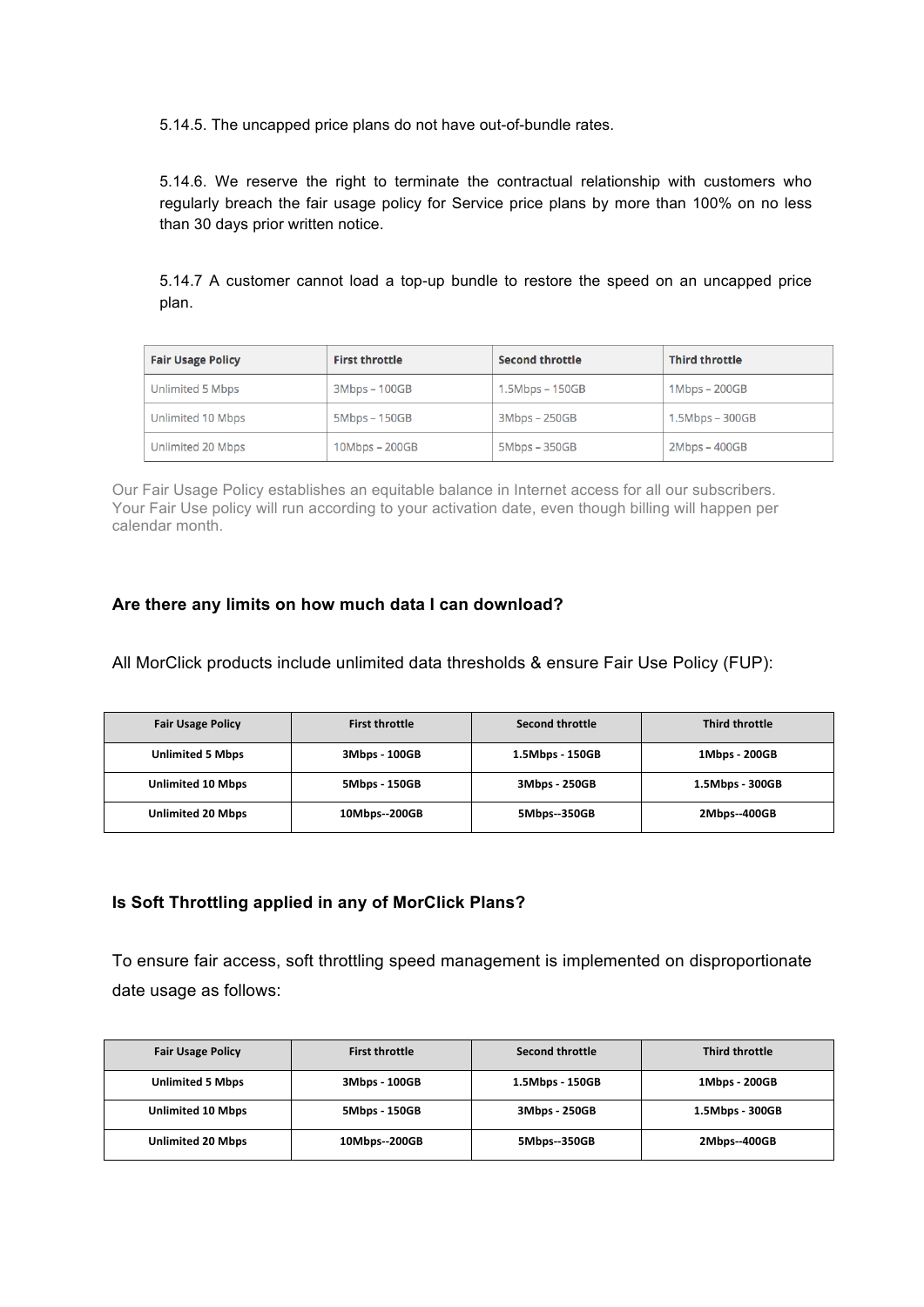5.14.5. The uncapped price plans do not have out-of-bundle rates.

5.14.6. We reserve the right to terminate the contractual relationship with customers who regularly breach the fair usage policy for Service price plans by more than 100% on no less than 30 days prior written notice.

5.14.7 A customer cannot load a top-up bundle to restore the speed on an uncapped price plan.

| Fair Usage Policy | First throttle | Second throttle | Third throttle |
|---|---|---|---|
| Unlimited 5 Mbps | 3Mbps – 100GB | 1.5Mbps – 150GB | 1Mbps – 200GB |
| Unlimited 10 Mbps | 5Mbps – 150GB | 3Mbps – 250GB | 1.5Mbps – 300GB |
| Unlimited 20 Mbps | 10Mbps – 200GB | 5Mbps – 350GB | 2Mbps – 400GB |

Our Fair Usage Policy establishes an equitable balance in Internet access for all our subscribers. Your Fair Use policy will run according to your activation date, even though billing will happen per calendar month.

**Are there any limits on how much data I can download?**

All MorClick products include unlimited data thresholds & ensure Fair Use Policy (FUP):

| Fair Usage Policy | First throttle | Second throttle | Third throttle |
|---|---|---|---|
| Unlimited 5 Mbps | 3Mbps - 100GB | 1.5Mbps - 150GB | 1Mbps - 200GB |
| Unlimited 10 Mbps | 5Mbps - 150GB | 3Mbps - 250GB | 1.5Mbps - 300GB |
| Unlimited 20 Mbps | 10Mbps--200GB | 5Mbps--350GB | 2Mbps--400GB |

**Is Soft Throttling applied in any of MorClick Plans?**

To ensure fair access, soft throttling speed management is implemented on disproportionate date usage as follows:

| Fair Usage Policy | First throttle | Second throttle | Third throttle |
|---|---|---|---|
| Unlimited 5 Mbps | 3Mbps - 100GB | 1.5Mbps - 150GB | 1Mbps - 200GB |
| Unlimited 10 Mbps | 5Mbps - 150GB | 3Mbps - 250GB | 1.5Mbps - 300GB |
| Unlimited 20 Mbps | 10Mbps--200GB | 5Mbps--350GB | 2Mbps--400GB |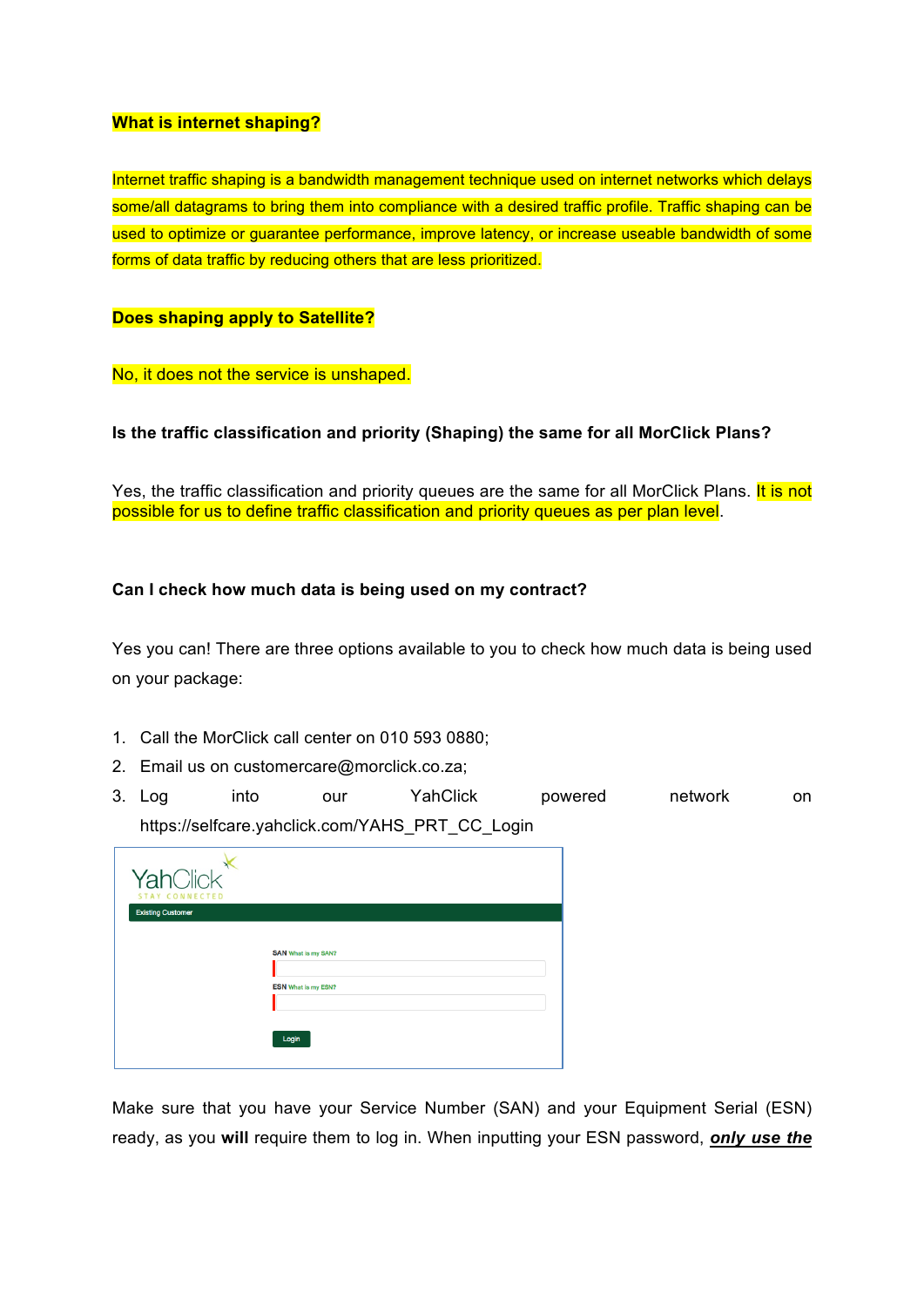**What is internet shaping?**

Internet traffic shaping is a bandwidth management technique used on internet networks which delays some/all datagrams to bring them into compliance with a desired traffic profile. Traffic shaping can be used to optimize or guarantee performance, improve latency, or increase useable bandwidth of some forms of data traffic by reducing others that are less prioritized.

**Does shaping apply to Satellite?**

No, it does not the service is unshaped.

**Is the traffic classification and priority (Shaping) the same for all MorClick Plans?**

Yes, the traffic classification and priority queues are the same for all MorClick Plans. It is not possible for us to define traffic classification and priority queues as per plan level.

**Can I check how much data is being used on my contract?**

Yes you can! There are three options available to you to check how much data is being used on your package:

1. Call the MorClick call center on 010 593 0880;
2. Email us on customercare@morclick.co.za;
3. Log into our YahClick powered network on https://selfcare.yahclick.com/YAHS_PRT_CC_Login

YahClick
STAY CONNECTED
Existing Customer
SAN What is my SAN?
ESN What is my ESN?
Login

Make sure that you have your Service Number (SAN) and your Equipment Serial (ESN) ready, as you **will** require them to log in. When inputting your ESN password, ***only use the***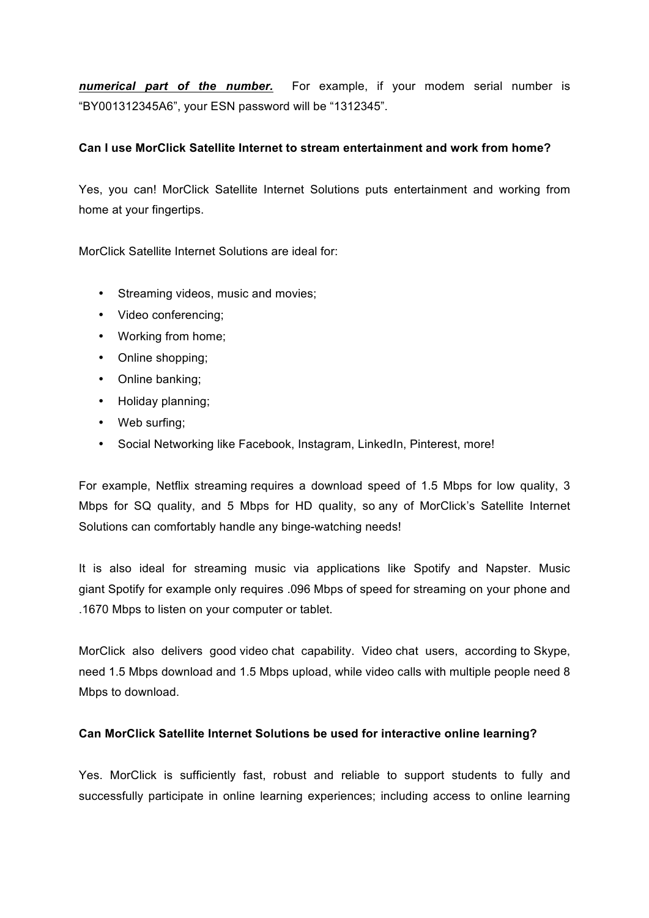***numerical part of the number.*** For example, if your modem serial number is "BY001312345A6", your ESN password will be "1312345".

**Can I use MorClick Satellite Internet to stream entertainment and work from home?**

Yes, you can! MorClick Satellite Internet Solutions puts entertainment and working from home at your fingertips.

MorClick Satellite Internet Solutions are ideal for:

- Streaming videos, music and movies;
- Video conferencing;
- Working from home;
- Online shopping;
- Online banking;
- Holiday planning;
- Web surfing;
- Social Networking like Facebook, Instagram, LinkedIn, Pinterest, more!

For example, Netflix streaming requires a download speed of 1.5 Mbps for low quality, 3 Mbps for SQ quality, and 5 Mbps for HD quality, so any of MorClick's Satellite Internet Solutions can comfortably handle any binge-watching needs!

It is also ideal for streaming music via applications like Spotify and Napster. Music giant Spotify for example only requires .096 Mbps of speed for streaming on your phone and .1670 Mbps to listen on your computer or tablet.

MorClick also delivers good video chat capability. Video chat users, according to Skype, need 1.5 Mbps download and 1.5 Mbps upload, while video calls with multiple people need 8 Mbps to download.

**Can MorClick Satellite Internet Solutions be used for interactive online learning?**

Yes. MorClick is sufficiently fast, robust and reliable to support students to fully and successfully participate in online learning experiences; including access to online learning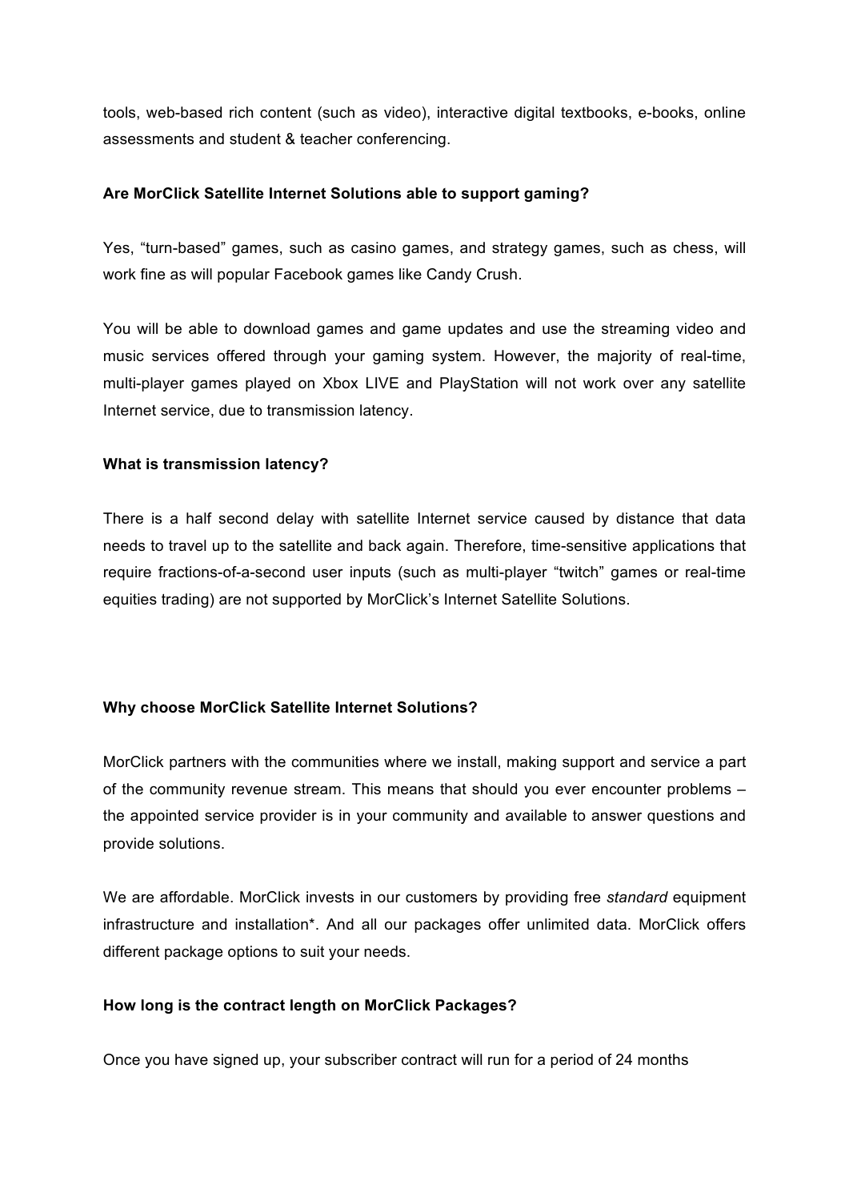tools, web-based rich content (such as video), interactive digital textbooks, e-books, online assessments and student & teacher conferencing.

**Are MorClick Satellite Internet Solutions able to support gaming?**

Yes, “turn-based” games, such as casino games, and strategy games, such as chess, will work fine as will popular Facebook games like Candy Crush.

You will be able to download games and game updates and use the streaming video and music services offered through your gaming system. However, the majority of real-time, multi-player games played on Xbox LIVE and PlayStation will not work over any satellite Internet service, due to transmission latency.

**What is transmission latency?**

There is a half second delay with satellite Internet service caused by distance that data needs to travel up to the satellite and back again. Therefore, time-sensitive applications that require fractions-of-a-second user inputs (such as multi-player “twitch” games or real-time equities trading) are not supported by MorClick’s Internet Satellite Solutions.

**Why choose MorClick Satellite Internet Solutions?**

MorClick partners with the communities where we install, making support and service a part of the community revenue stream. This means that should you ever encounter problems – the appointed service provider is in your community and available to answer questions and provide solutions.

We are affordable. MorClick invests in our customers by providing free *standard* equipment infrastructure and installation*. And all our packages offer unlimited data. MorClick offers different package options to suit your needs.

**How long is the contract length on MorClick Packages?**

Once you have signed up, your subscriber contract will run for a period of 24 months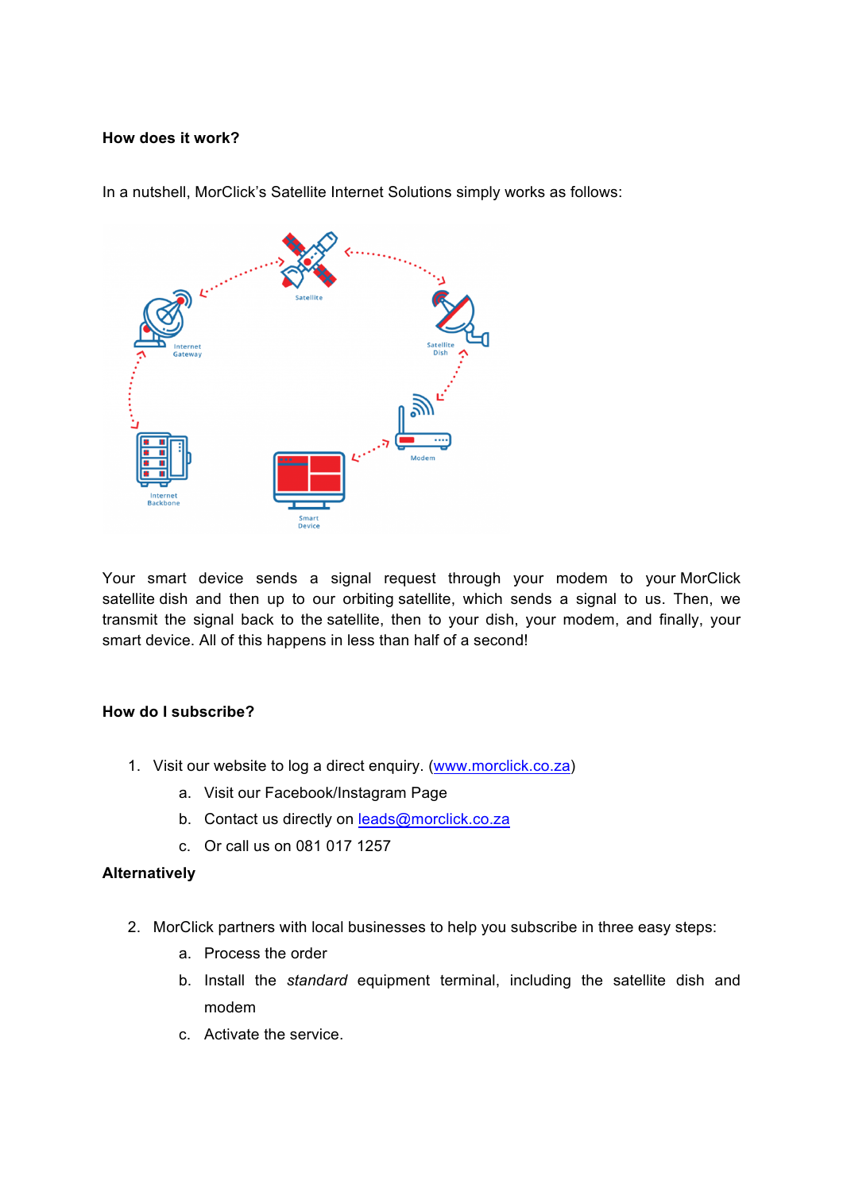**How does it work?**

In a nutshell, MorClick's Satellite Internet Solutions simply works as follows:

Satellite

Internet Gateway

Satellite Dish

Modem

Internet Backbone

Smart Device

Your smart device sends a signal request through your modem to your MorClick satellite dish and then up to our orbiting satellite, which sends a signal to us. Then, we transmit the signal back to the satellite, then to your dish, your modem, and finally, your smart device. All of this happens in less than half of a second!

**How do I subscribe?**

1. Visit our website to log a direct enquiry. ([www.morclick.co.za](www.morclick.co.za))
    a. Visit our Facebook/Instagram Page
    b. Contact us directly on [leads@morclick.co.za](mailto:leads@morclick.co.za)
    c. Or call us on 081 017 1257

**Alternatively**

2. MorClick partners with local businesses to help you subscribe in three easy steps:
    a. Process the order
    b. Install the *standard* equipment terminal, including the satellite dish and modem
    c. Activate the service.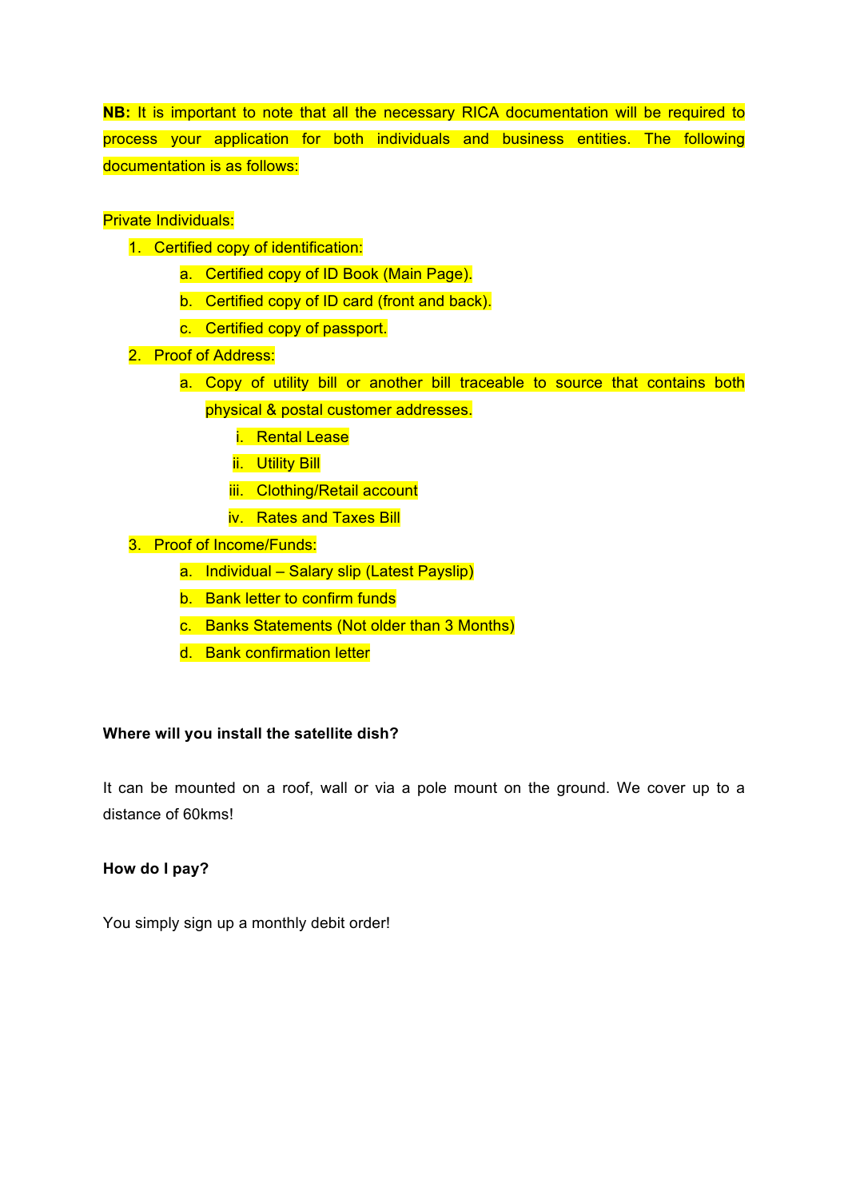**NB:** It is important to note that all the necessary RICA documentation will be required to process your application for both individuals and business entities. The following documentation is as follows:

Private Individuals:

1. Certified copy of identification:
    a. Certified copy of ID Book (Main Page).
    b. Certified copy of ID card (front and back).
    c. Certified copy of passport.
2. Proof of Address:
    a. Copy of utility bill or another bill traceable to source that contains both physical & postal customer addresses.
        i. Rental Lease
        ii. Utility Bill
        iii. Clothing/Retail account
        iv. Rates and Taxes Bill
3. Proof of Income/Funds:
    a. Individual – Salary slip (Latest Payslip)
    b. Bank letter to confirm funds
    c. Banks Statements (Not older than 3 Months)
    d. Bank confirmation letter

**Where will you install the satellite dish?**

It can be mounted on a roof, wall or via a pole mount on the ground. We cover up to a distance of 60kms!

**How do I pay?**

You simply sign up a monthly debit order!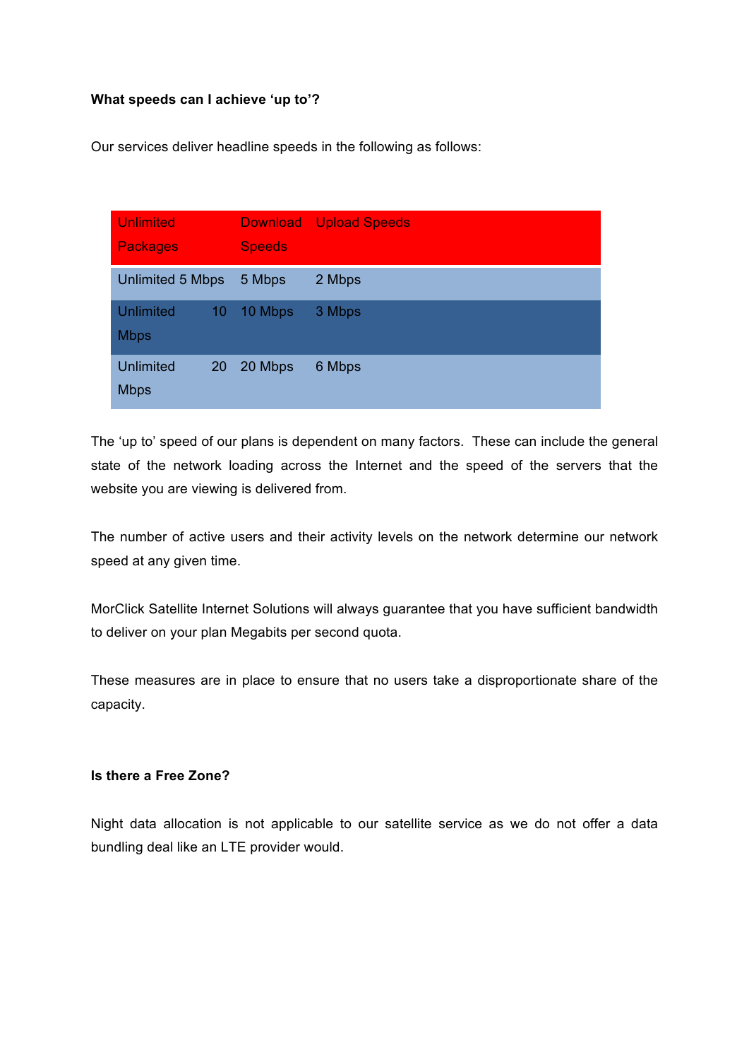**What speeds can I achieve 'up to'?**

Our services deliver headline speeds in the following as follows:

| Unlimited Packages | Download Speeds | Upload Speeds |
|---|---|---|
| Unlimited 5 Mbps | 5 Mbps | 2 Mbps |
| Unlimited 10 Mbps | 10 Mbps | 3 Mbps |
| Unlimited 20 Mbps | 20 Mbps | 6 Mbps |

The 'up to' speed of our plans is dependent on many factors. These can include the general state of the network loading across the Internet and the speed of the servers that the website you are viewing is delivered from.

The number of active users and their activity levels on the network determine our network speed at any given time.

MorClick Satellite Internet Solutions will always guarantee that you have sufficient bandwidth to deliver on your plan Megabits per second quota.

These measures are in place to ensure that no users take a disproportionate share of the capacity.

**Is there a Free Zone?**

Night data allocation is not applicable to our satellite service as we do not offer a data bundling deal like an LTE provider would.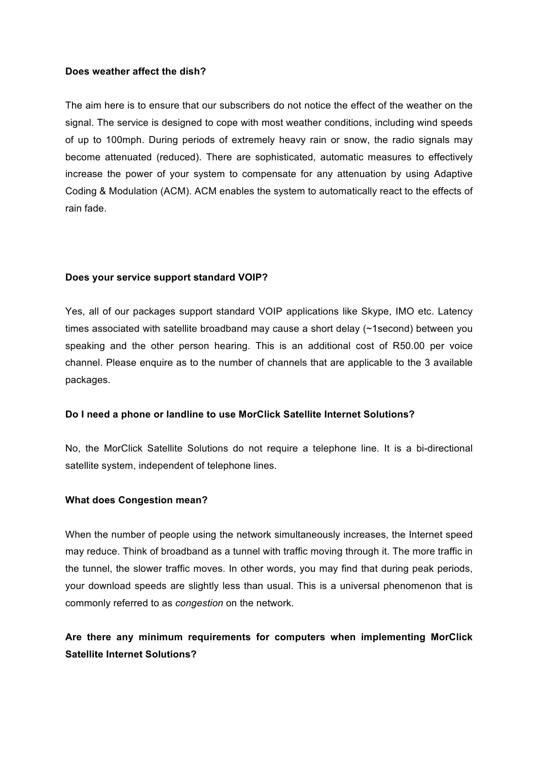**Does weather affect the dish?**

The aim here is to ensure that our subscribers do not notice the effect of the weather on the signal. The service is designed to cope with most weather conditions, including wind speeds of up to 100mph. During periods of extremely heavy rain or snow, the radio signals may become attenuated (reduced). There are sophisticated, automatic measures to effectively increase the power of your system to compensate for any attenuation by using Adaptive Coding & Modulation (ACM). ACM enables the system to automatically react to the effects of rain fade.

**Does your service support standard VOIP?**

Yes, all of our packages support standard VOIP applications like Skype, IMO etc. Latency times associated with satellite broadband may cause a short delay (~1second) between you speaking and the other person hearing. This is an additional cost of R50.00 per voice channel. Please enquire as to the number of channels that are applicable to the 3 available packages.

**Do I need a phone or landline to use MorClick Satellite Internet Solutions?**

No, the MorClick Satellite Solutions do not require a telephone line. It is a bi-directional satellite system, independent of telephone lines.

**What does Congestion mean?**

When the number of people using the network simultaneously increases, the Internet speed may reduce. Think of broadband as a tunnel with traffic moving through it. The more traffic in the tunnel, the slower traffic moves. In other words, you may find that during peak periods, your download speeds are slightly less than usual. This is a universal phenomenon that is commonly referred to as *congestion* on the network.

**Are there any minimum requirements for computers when implementing MorClick Satellite Internet Solutions?**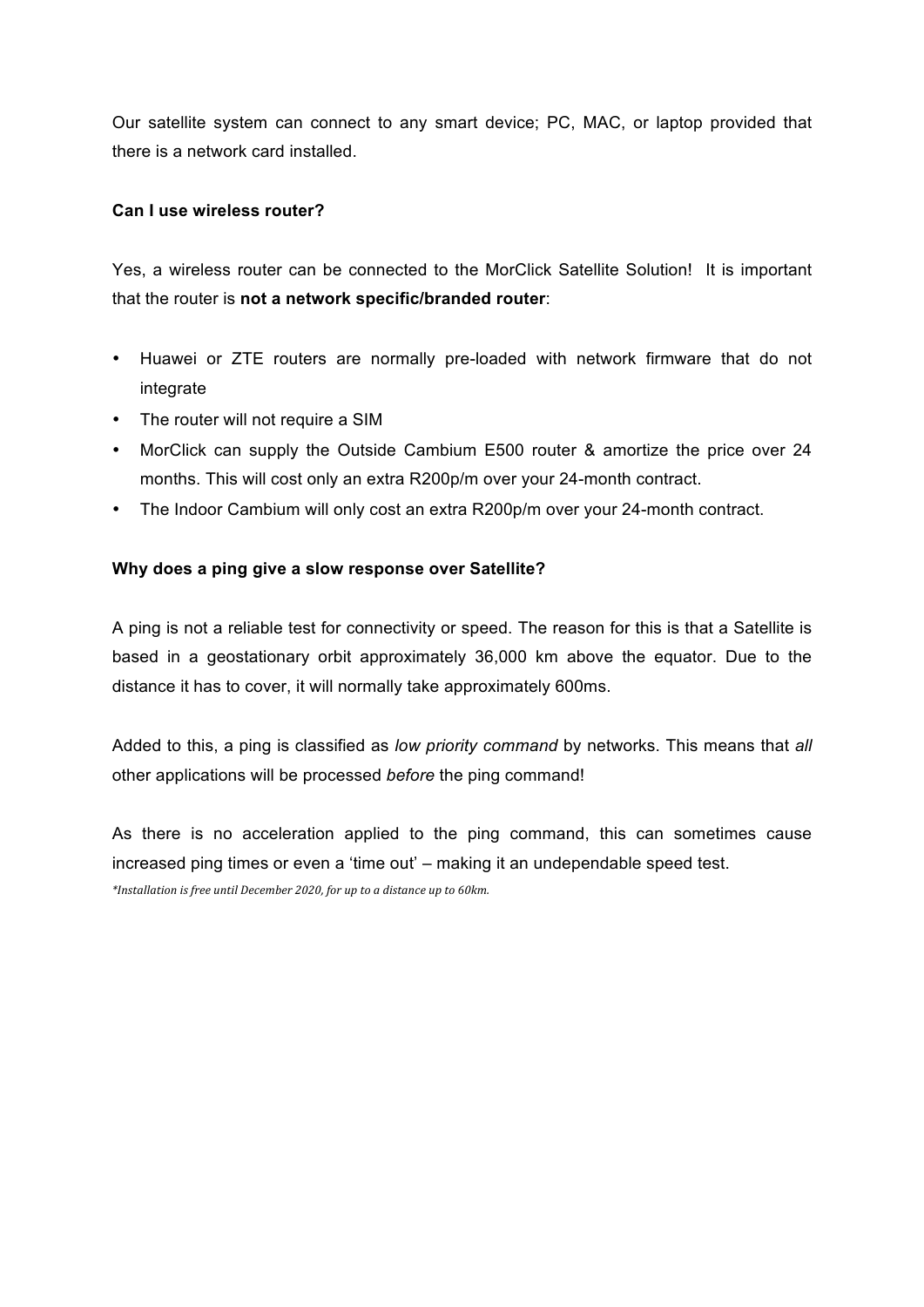Our satellite system can connect to any smart device; PC, MAC, or laptop provided that there is a network card installed.

### Can I use wireless router?

Yes, a wireless router can be connected to the MorClick Satellite Solution! It is important that the router is **not a network specific/branded router**:

- Huawei or ZTE routers are normally pre-loaded with network firmware that do not integrate
- The router will not require a SIM
- MorClick can supply the Outside Cambium E500 router & amortize the price over 24 months. This will cost only an extra R200p/m over your 24-month contract.
- The Indoor Cambium will only cost an extra R200p/m over your 24-month contract.

### Why does a ping give a slow response over Satellite?

A ping is not a reliable test for connectivity or speed. The reason for this is that a Satellite is based in a geostationary orbit approximately 36,000 km above the equator. Due to the distance it has to cover, it will normally take approximately 600ms.

Added to this, a ping is classified as *low priority command* by networks. This means that *all* other applications will be processed *before* the ping command!

As there is no acceleration applied to the ping command, this can sometimes cause increased ping times or even a 'time out' – making it an undependable speed test.

*\*Installation is free until December 2020, for up to a distance up to 60km.*